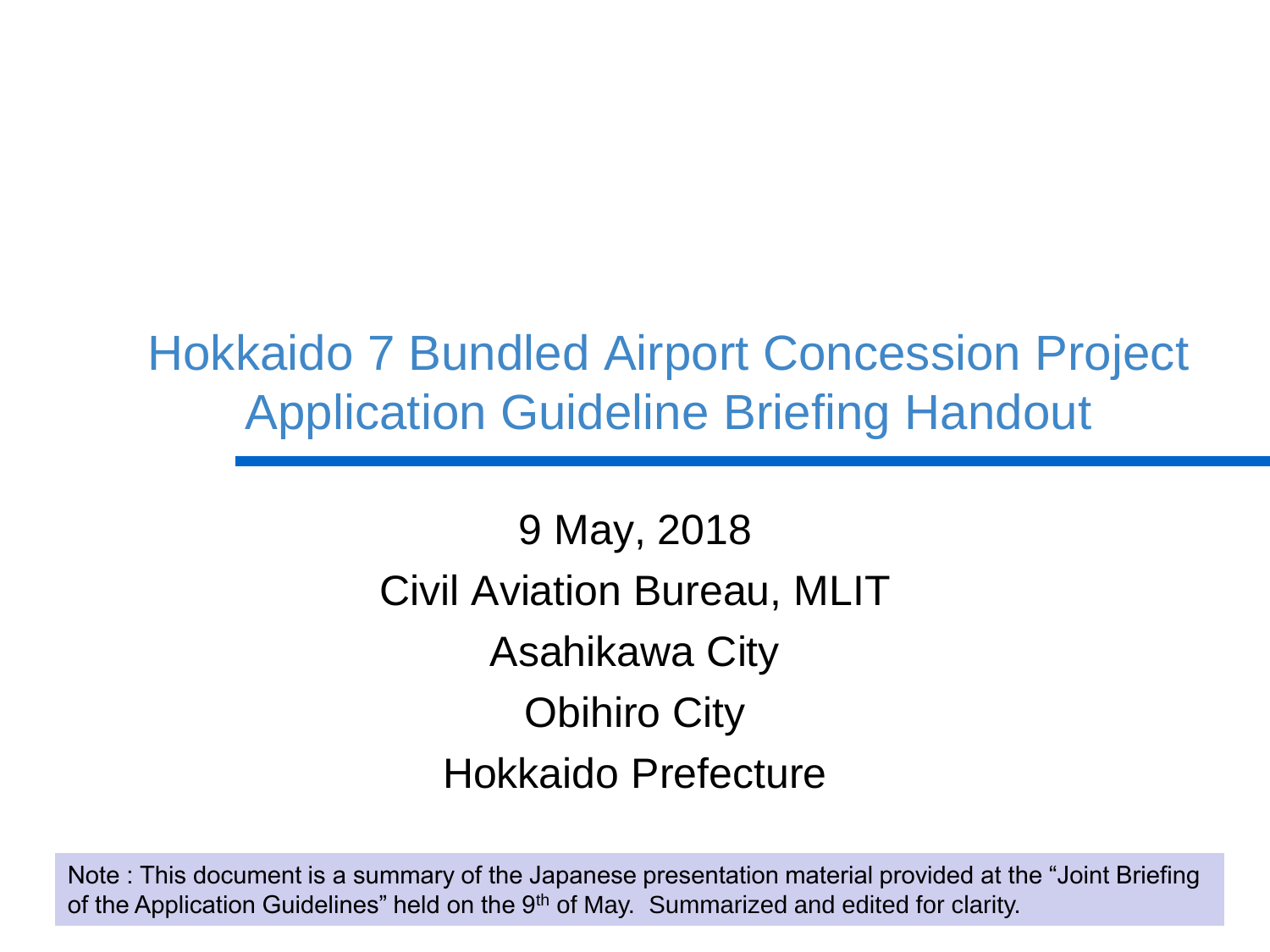# Hokkaido 7 Bundled Airport Concession Project
# Application Guideline Briefing Handout

9 May, 2018

Civil Aviation Bureau, MLIT

Asahikawa City

Obihiro City

Hokkaido Prefecture

Note : This document is a summary of the Japanese presentation material provided at the "Joint Briefing of the Application Guidelines" held on the 9th of May. Summarized and edited for clarity.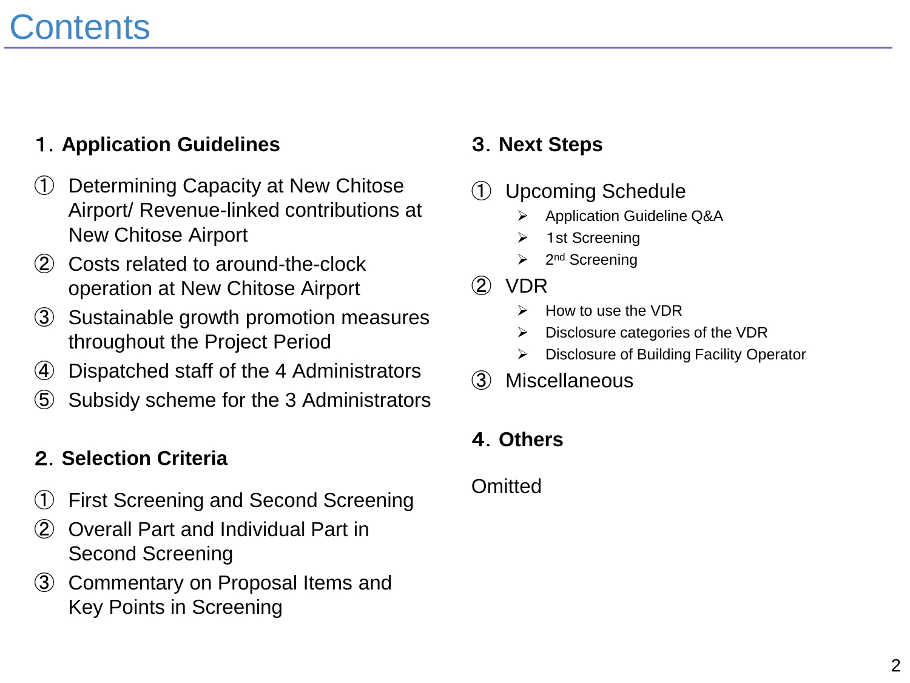# Contents

## 1. Application Guidelines

① Determining Capacity at New Chitose Airport/ Revenue-linked contributions at New Chitose Airport

② Costs related to around-the-clock operation at New Chitose Airport

③ Sustainable growth promotion measures throughout the Project Period

④ Dispatched staff of the 4 Administrators

⑤ Subsidy scheme for the 3 Administrators

## 2. Selection Criteria

① First Screening and Second Screening

② Overall Part and Individual Part in Second Screening

③ Commentary on Proposal Items and Key Points in Screening

## 3. Next Steps

① Upcoming Schedule

- Application Guideline Q&A
- 1st Screening
- 2nd Screening

② VDR

- How to use the VDR
- Disclosure categories of the VDR
- Disclosure of Building Facility Operator

③ Miscellaneous

## 4. Others

Omitted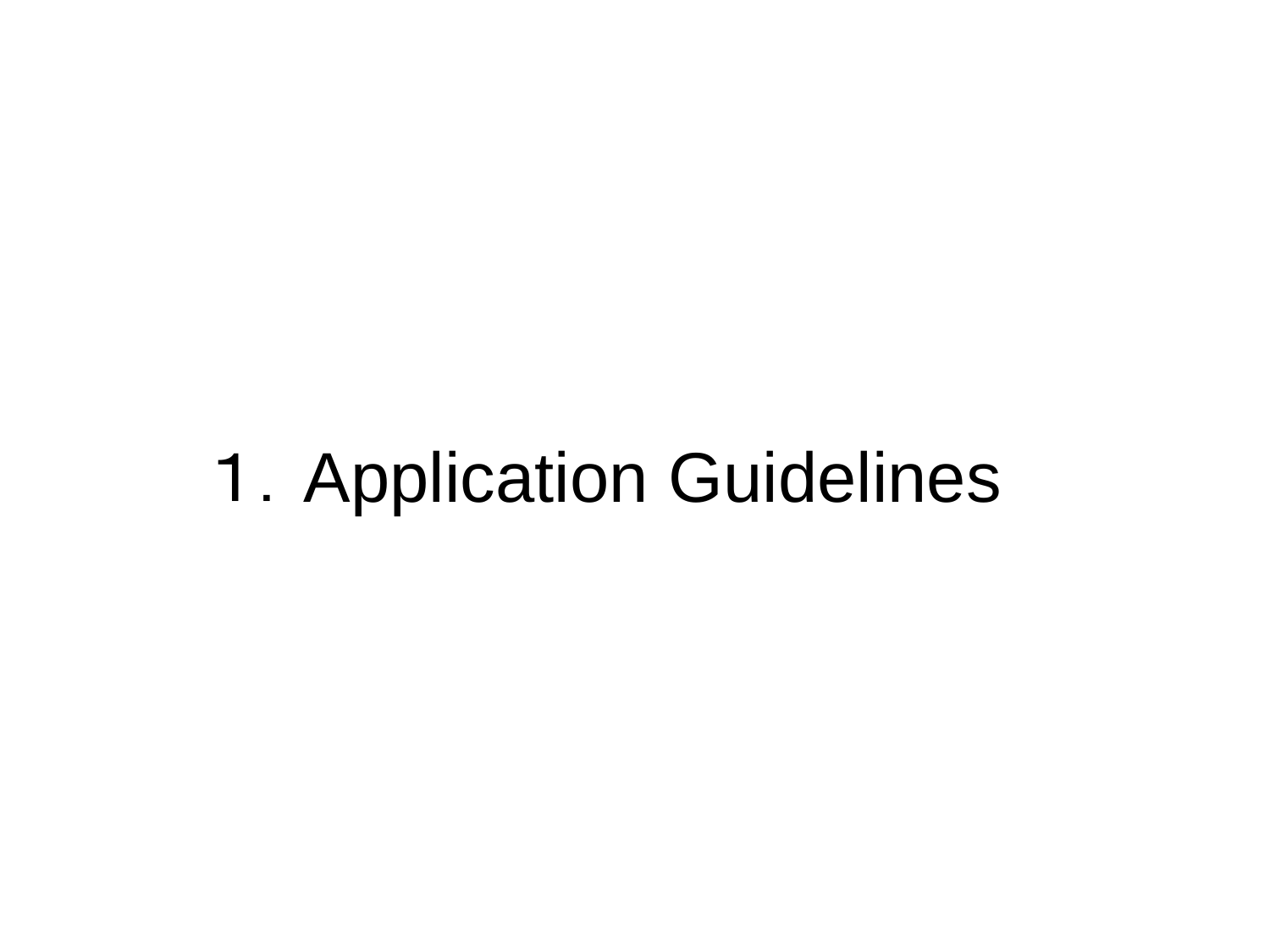# 1. Application Guidelines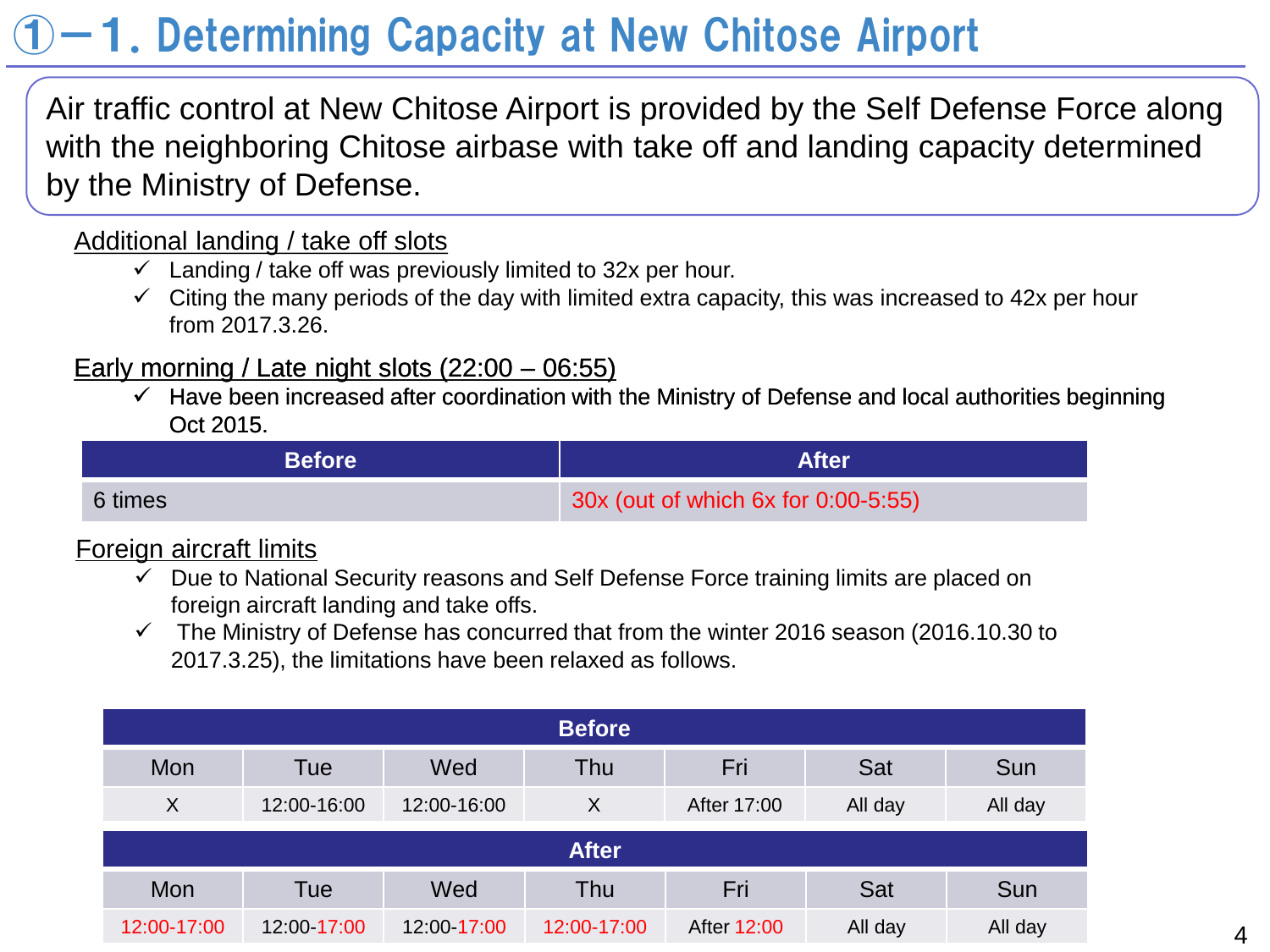# ①－1. Determining Capacity at New Chitose Airport

Air traffic control at New Chitose Airport is provided by the Self Defense Force along with the neighboring Chitose airbase with take off and landing capacity determined by the Ministry of Defense.

Additional landing / take off slots

- ✓ Landing / take off was previously limited to 32x per hour.
- ✓ Citing the many periods of the day with limited extra capacity, this was increased to 42x per hour from 2017.3.26.

Early morning / Late night slots (22:00 – 06:55)

- ✓ Have been increased after coordination with the Ministry of Defense and local authorities beginning Oct 2015.

| Before | After |
|---|---|
| 6 times | 30x (out of which 6x for 0:00-5:55) |

Foreign aircraft limits

- ✓ Due to National Security reasons and Self Defense Force training limits are placed on foreign aircraft landing and take offs.
- ✓ The Ministry of Defense has concurred that from the winter 2016 season (2016.10.30 to 2017.3.25), the limitations have been relaxed as follows.

**Before**

| Mon | Tue | Wed | Thu | Fri | Sat | Sun |
|---|---|---|---|---|---|---|
| X | 12:00-16:00 | 12:00-16:00 | X | After 17:00 | All day | All day |

**After**

| Mon | Tue | Wed | Thu | Fri | Sat | Sun |
|---|---|---|---|---|---|---|
| 12:00-17:00 | 12:00-17:00 | 12:00-17:00 | 12:00-17:00 | After 12:00 | All day | All day |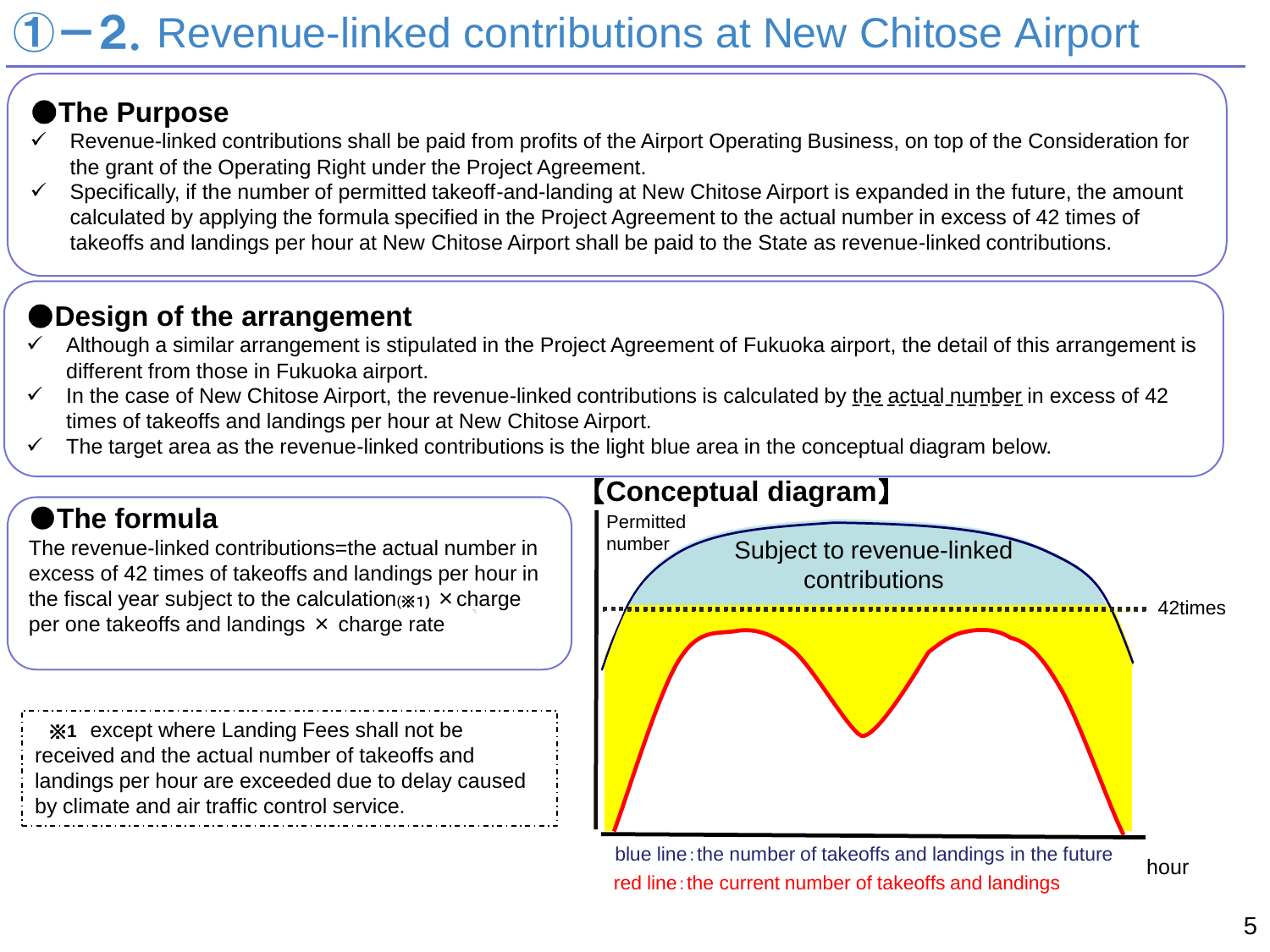# ①−2. Revenue-linked contributions at New Chitose Airport

## ●The Purpose

- ✓ Revenue-linked contributions shall be paid from profits of the Airport Operating Business, on top of the Consideration for the grant of the Operating Right under the Project Agreement.
- ✓ Specifically, if the number of permitted takeoff-and-landing at New Chitose Airport is expanded in the future, the amount calculated by applying the formula specified in the Project Agreement to the actual number in excess of 42 times of takeoffs and landings per hour at New Chitose Airport shall be paid to the State as revenue-linked contributions.

## ●Design of the arrangement

- ✓ Although a similar arrangement is stipulated in the Project Agreement of Fukuoka airport, the detail of this arrangement is different from those in Fukuoka airport.
- ✓ In the case of New Chitose Airport, the revenue-linked contributions is calculated by the actual number in excess of 42 times of takeoffs and landings per hour at New Chitose Airport.
- ✓ The target area as the revenue-linked contributions is the light blue area in the conceptual diagram below.

## ●The formula

The revenue-linked contributions=the actual number in excess of 42 times of takeoffs and landings per hour in the fiscal year subject to the calculation(※1) ×charge per one takeoffs and landings × charge rate

※1 except where Landing Fees shall not be received and the actual number of takeoffs and landings per hour are exceeded due to delay caused by climate and air traffic control service.

## 【Conceptual diagram】

Permitted number

Subject to revenue-linked contributions

42times

hour

blue line：the number of takeoffs and landings in the future

red line：the current number of takeoffs and landings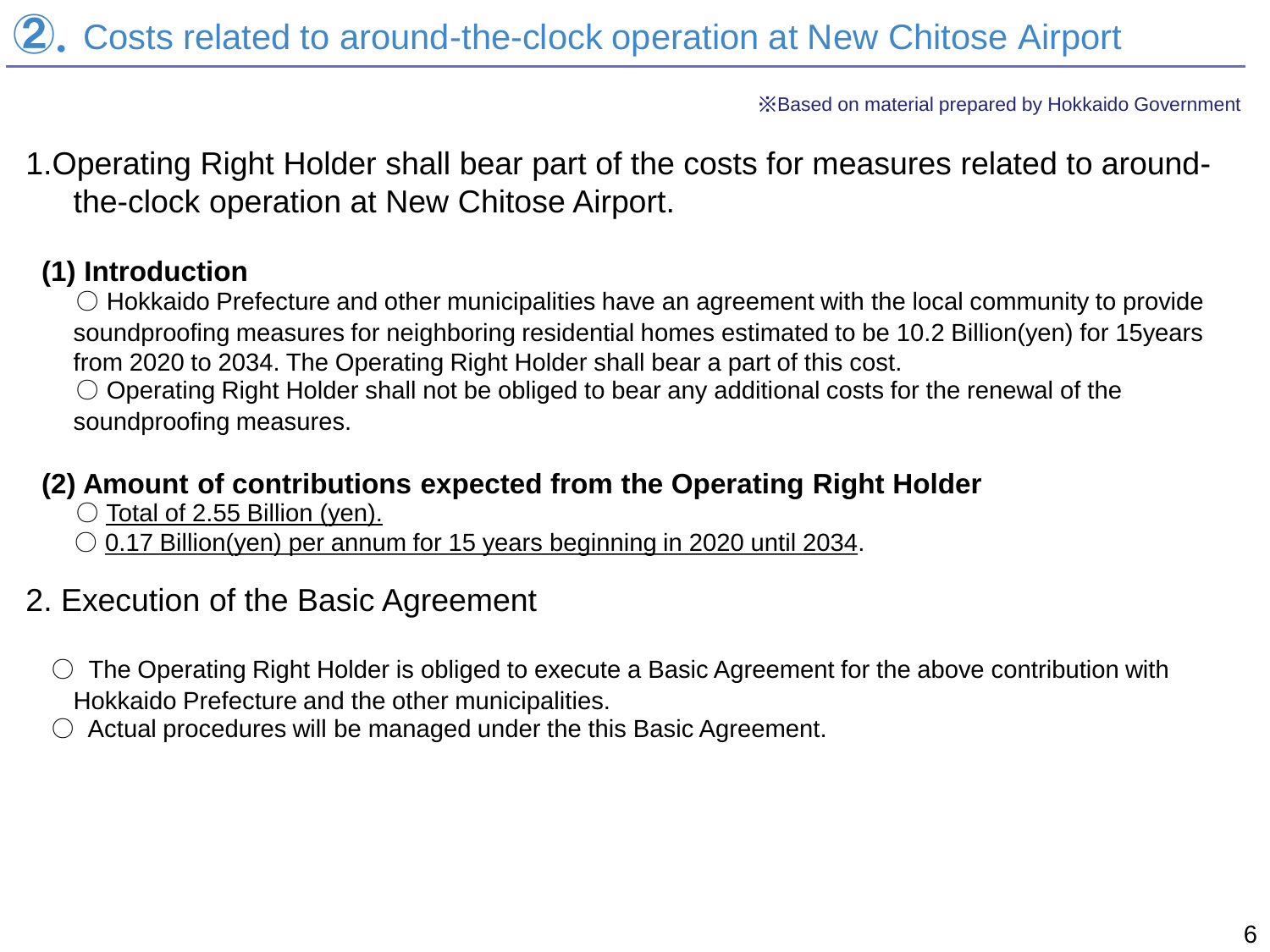# ②. Costs related to around-the-clock operation at New Chitose Airport

※Based on material prepared by Hokkaido Government

## 1.Operating Right Holder shall bear part of the costs for measures related to around-the-clock operation at New Chitose Airport.

### (1) Introduction

○ Hokkaido Prefecture and other municipalities have an agreement with the local community to provide soundproofing measures for neighboring residential homes estimated to be 10.2 Billion(yen) for 15years from 2020 to 2034. The Operating Right Holder shall bear a part of this cost.

○ Operating Right Holder shall not be obliged to bear any additional costs for the renewal of the soundproofing measures.

### (2) Amount of contributions expected from the Operating Right Holder

○ Total of 2.55 Billion (yen).

○ 0.17 Billion(yen) per annum for 15 years beginning in 2020 until 2034.

## 2. Execution of the Basic Agreement

○ The Operating Right Holder is obliged to execute a Basic Agreement for the above contribution with Hokkaido Prefecture and the other municipalities.

○ Actual procedures will be managed under the this Basic Agreement.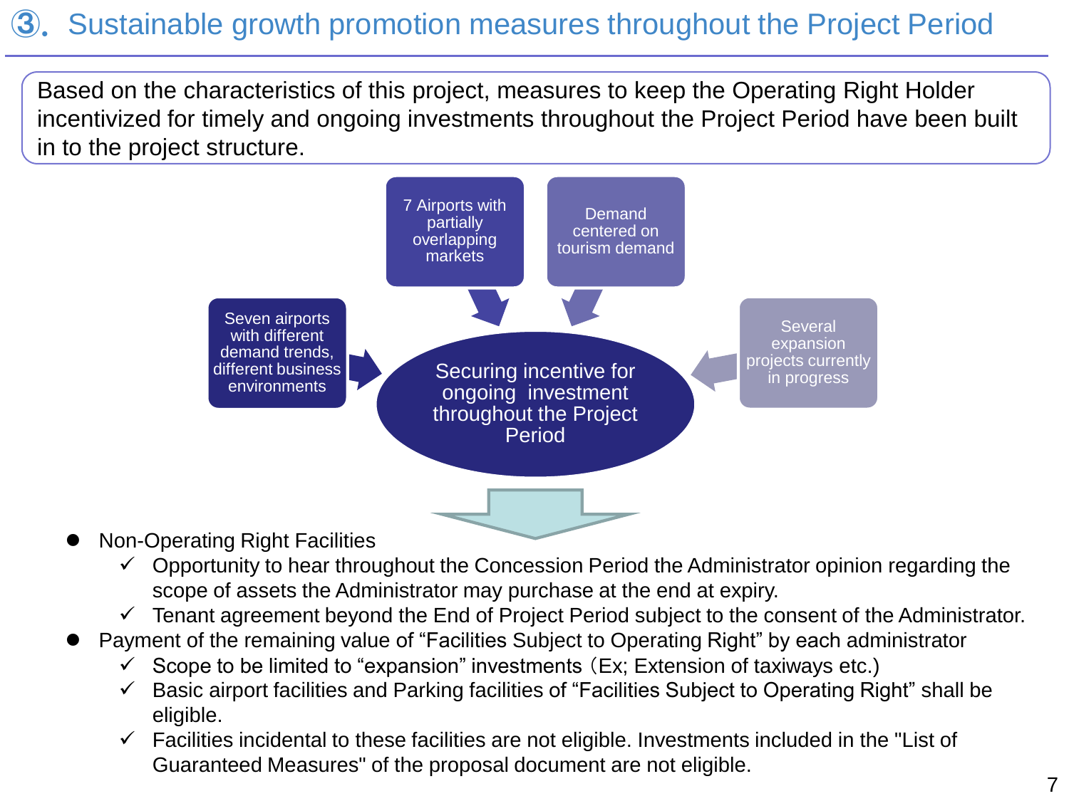## ③. Sustainable growth promotion measures throughout the Project Period

Based on the characteristics of this project, measures to keep the Operating Right Holder incentivized for timely and ongoing investments throughout the Project Period have been built in to the project structure.

- 7 Airports with partially overlapping markets
- Demand centered on tourism demand
- Seven airports with different demand trends, different business environments
- Several expansion projects currently in progress

**Securing incentive for ongoing investment throughout the Project Period**

- Non-Operating Right Facilities
  - ✓ Opportunity to hear throughout the Concession Period the Administrator opinion regarding the scope of assets the Administrator may purchase at the end at expiry.
  - ✓ Tenant agreement beyond the End of Project Period subject to the consent of the Administrator.
- Payment of the remaining value of "Facilities Subject to Operating Right" by each administrator
  - ✓ Scope to be limited to "expansion" investments（Ex; Extension of taxiways etc.)
  - ✓ Basic airport facilities and Parking facilities of "Facilities Subject to Operating Right" shall be eligible.
  - ✓ Facilities incidental to these facilities are not eligible. Investments included in the "List of Guaranteed Measures" of the proposal document are not eligible.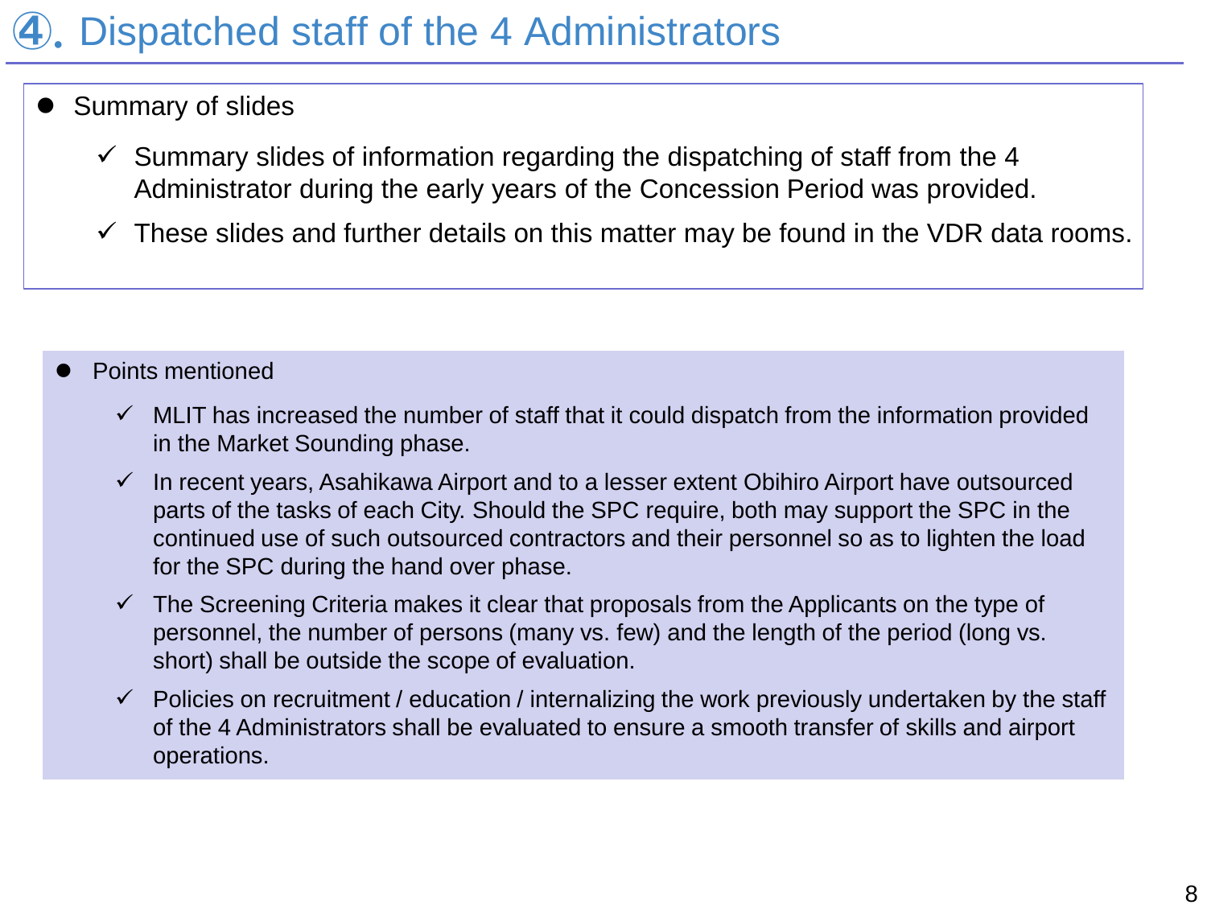# ④. Dispatched staff of the 4 Administrators

- Summary of slides
  - ✓ Summary slides of information regarding the dispatching of staff from the 4 Administrator during the early years of the Concession Period was provided.
  - ✓ These slides and further details on this matter may be found in the VDR data rooms.

- Points mentioned
  - ✓ MLIT has increased the number of staff that it could dispatch from the information provided in the Market Sounding phase.
  - ✓ In recent years, Asahikawa Airport and to a lesser extent Obihiro Airport have outsourced parts of the tasks of each City. Should the SPC require, both may support the SPC in the continued use of such outsourced contractors and their personnel so as to lighten the load for the SPC during the hand over phase.
  - ✓ The Screening Criteria makes it clear that proposals from the Applicants on the type of personnel, the number of persons (many vs. few) and the length of the period (long vs. short) shall be outside the scope of evaluation.
  - ✓ Policies on recruitment / education / internalizing the work previously undertaken by the staff of the 4 Administrators shall be evaluated to ensure a smooth transfer of skills and airport operations.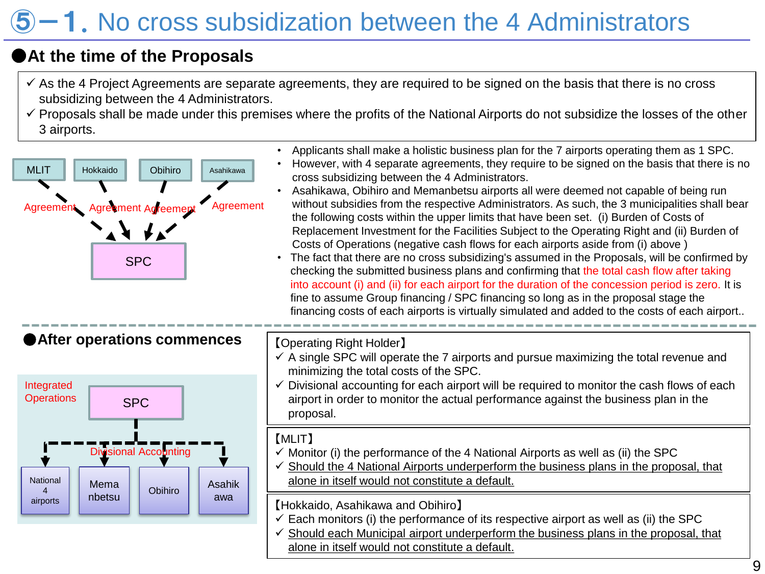# ⑤－1. No cross subsidization between the 4 Administrators

## At the time of the Proposals

- ✓ As the 4 Project Agreements are separate agreements, they are required to be signed on the basis that there is no cross subsidizing between the 4 Administrators.
- ✓ Proposals shall be made under this premises where the profits of the National Airports do not subsidize the losses of the other 3 airports.

MLIT — Agreement → SPC
Hokkaido — Agreement → SPC
Obihiro — Agreement → SPC
Asahikawa — Agreement → SPC

- Applicants shall make a holistic business plan for the 7 airports operating them as 1 SPC.
- However, with 4 separate agreements, they require to be signed on the basis that there is no cross subsidizing between the 4 Administrators.
- Asahikawa, Obihiro and Memanbetsu airports all were deemed not capable of being run without subsidies from the respective Administrators. As such, the 3 municipalities shall bear the following costs within the upper limits that have been set. (i) Burden of Costs of Replacement Investment for the Facilities Subject to the Operating Right and (ii) Burden of Costs of Operations (negative cash flows for each airports aside from (i) above )
- The fact that there are no cross subsidizing's assumed in the Proposals, will be confirmed by checking the submitted business plans and confirming that the total cash flow after taking into account (i) and (ii) for each airport for the duration of the concession period is zero. It is fine to assume Group financing / SPC financing so long as in the proposal stage the financing costs of each airports is virtually simulated and added to the costs of each airport..

## After operations commences

Integrated Operations: SPC

Divisional Accounting: National 4 airports / Memanbetsu / Obihiro / Asahikawa

【Operating Right Holder】
- ✓ A single SPC will operate the 7 airports and pursue maximizing the total revenue and minimizing the total costs of the SPC.
- ✓ Divisional accounting for each airport will be required to monitor the cash flows of each airport in order to monitor the actual performance against the business plan in the proposal.

【MLIT】
- ✓ Monitor (i) the performance of the 4 National Airports as well as (ii) the SPC
- ✓ Should the 4 National Airports underperform the business plans in the proposal, that alone in itself would not constitute a default.

【Hokkaido, Asahikawa and Obihiro】
- ✓ Each monitors (i) the performance of its respective airport as well as (ii) the SPC
- ✓ Should each Municipal airport underperform the business plans in the proposal, that alone in itself would not constitute a default.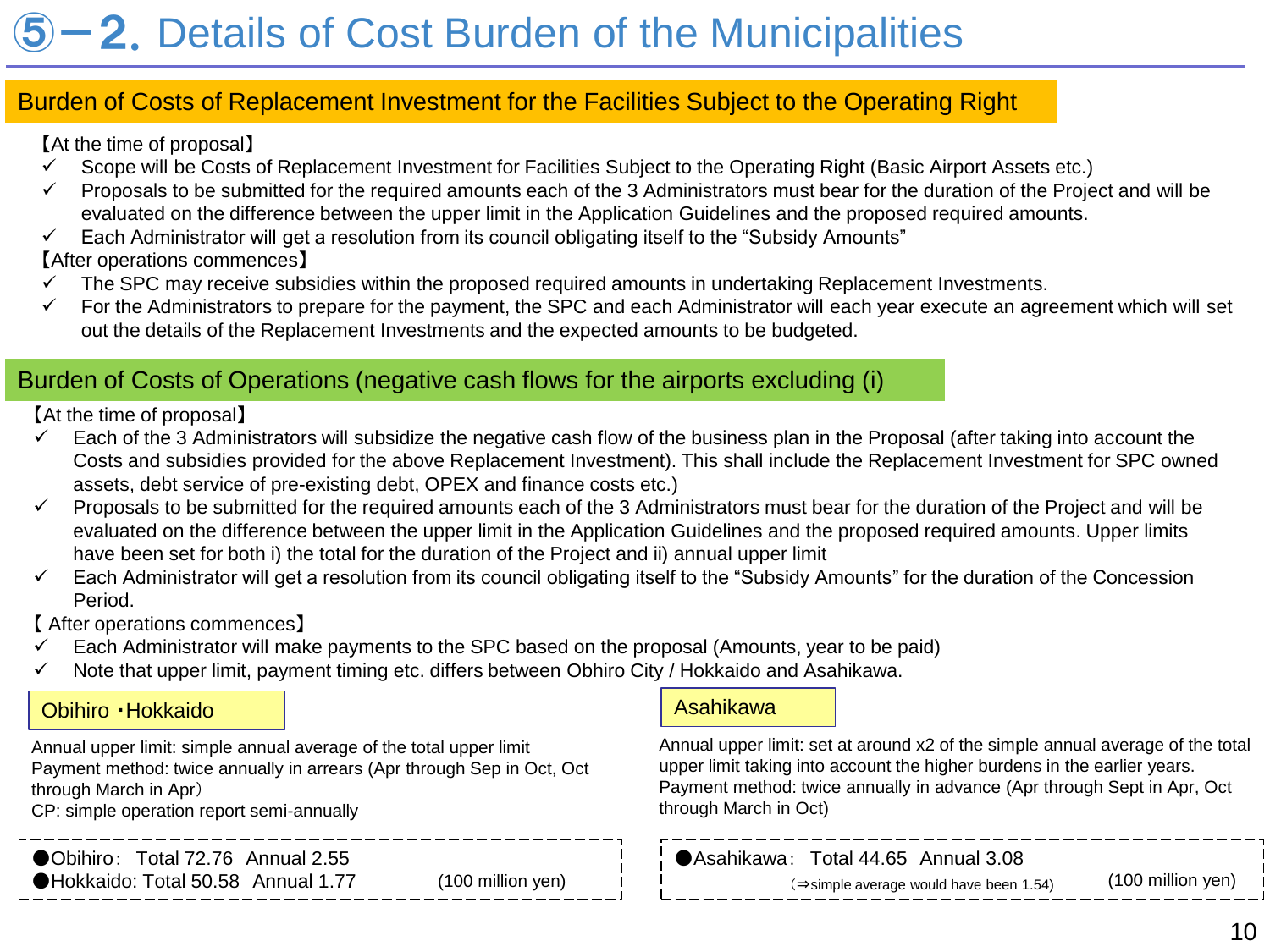# ⑤－2. Details of Cost Burden of the Municipalities

## Burden of Costs of Replacement Investment for the Facilities Subject to the Operating Right

【At the time of proposal】

- ✓ Scope will be Costs of Replacement Investment for Facilities Subject to the Operating Right (Basic Airport Assets etc.)
- ✓ Proposals to be submitted for the required amounts each of the 3 Administrators must bear for the duration of the Project and will be evaluated on the difference between the upper limit in the Application Guidelines and the proposed required amounts.
- ✓ Each Administrator will get a resolution from its council obligating itself to the "Subsidy Amounts"

【After operations commences】

- ✓ The SPC may receive subsidies within the proposed required amounts in undertaking Replacement Investments.
- ✓ For the Administrators to prepare for the payment, the SPC and each Administrator will each year execute an agreement which will set out the details of the Replacement Investments and the expected amounts to be budgeted.

## Burden of Costs of Operations (negative cash flows for the airports excluding (i)

【At the time of proposal】

- ✓ Each of the 3 Administrators will subsidize the negative cash flow of the business plan in the Proposal (after taking into account the Costs and subsidies provided for the above Replacement Investment). This shall include the Replacement Investment for SPC owned assets, debt service of pre-existing debt, OPEX and finance costs etc.)
- ✓ Proposals to be submitted for the required amounts each of the 3 Administrators must bear for the duration of the Project and will be evaluated on the difference between the upper limit in the Application Guidelines and the proposed required amounts. Upper limits have been set for both i) the total for the duration of the Project and ii) annual upper limit
- ✓ Each Administrator will get a resolution from its council obligating itself to the "Subsidy Amounts" for the duration of the Concession Period.

【 After operations commences】

- ✓ Each Administrator will make payments to the SPC based on the proposal (Amounts, year to be paid)
- ✓ Note that upper limit, payment timing etc. differs between Obhiro City / Hokkaido and Asahikawa.

### Obihiro・Hokkaido

Annual upper limit: simple annual average of the total upper limit
Payment method: twice annually in arrears (Apr through Sep in Oct, Oct through March in Apr)
CP: simple operation report semi-annually

- ●Obihiro: Total 72.76 Annual 2.55
- ●Hokkaido: Total 50.58 Annual 1.77

(100 million yen)

### Asahikawa

Annual upper limit: set at around x2 of the simple annual average of the total upper limit taking into account the higher burdens in the earlier years.
Payment method: twice annually in advance (Apr through Sept in Apr, Oct through March in Oct)

- ●Asahikawa: Total 44.65 Annual 3.08

(⇒simple average would have been 1.54) (100 million yen)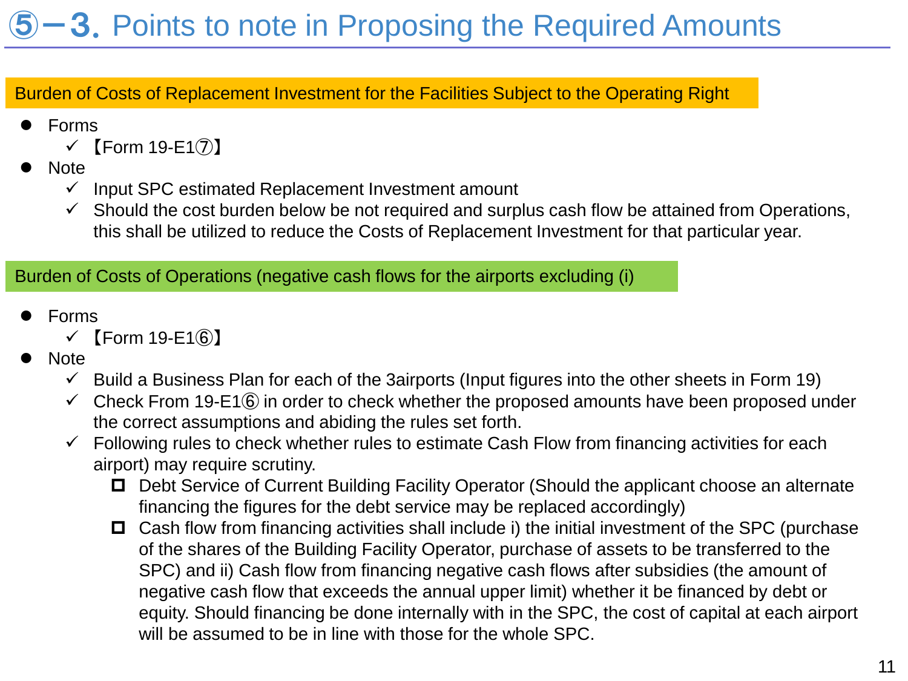# ⑤－3. Points to note in Proposing the Required Amounts

## Burden of Costs of Replacement Investment for the Facilities Subject to the Operating Right

- Forms
  - ✓ 【Form 19-E1⑦】
- Note
  - ✓ Input SPC estimated Replacement Investment amount
  - ✓ Should the cost burden below be not required and surplus cash flow be attained from Operations, this shall be utilized to reduce the Costs of Replacement Investment for that particular year.

## Burden of Costs of Operations (negative cash flows for the airports excluding (i)

- Forms
  - ✓ 【Form 19-E1⑥】
- Note
  - ✓ Build a Business Plan for each of the 3airports (Input figures into the other sheets in Form 19)
  - ✓ Check From 19-E1⑥ in order to check whether the proposed amounts have been proposed under the correct assumptions and abiding the rules set forth.
  - ✓ Following rules to check whether rules to estimate Cash Flow from financing activities for each airport) may require scrutiny.
    - ☐ Debt Service of Current Building Facility Operator (Should the applicant choose an alternate financing the figures for the debt service may be replaced accordingly)
    - ☐ Cash flow from financing activities shall include i) the initial investment of the SPC (purchase of the shares of the Building Facility Operator, purchase of assets to be transferred to the SPC) and ii) Cash flow from financing negative cash flows after subsidies (the amount of negative cash flow that exceeds the annual upper limit) whether it be financed by debt or equity. Should financing be done internally with in the SPC, the cost of capital at each airport will be assumed to be in line with those for the whole SPC.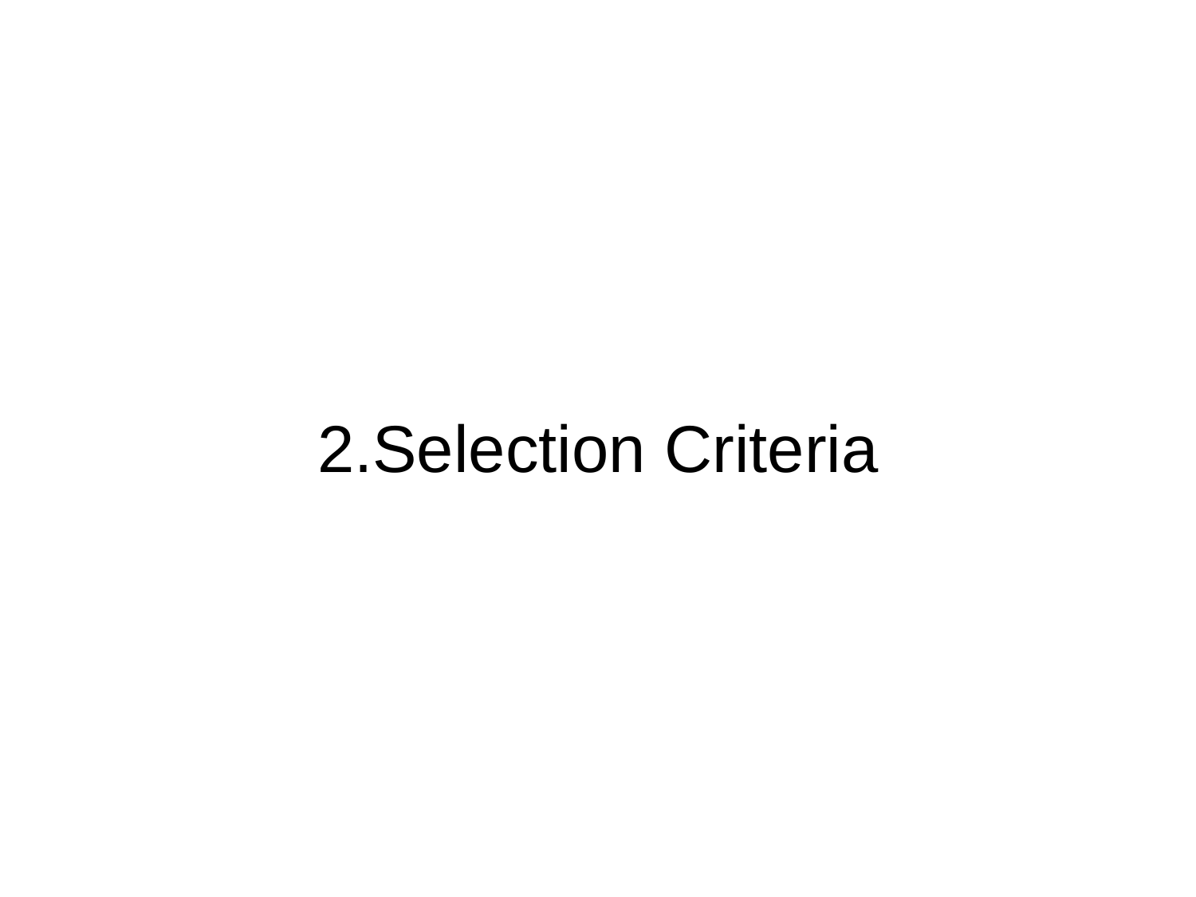# 2.Selection Criteria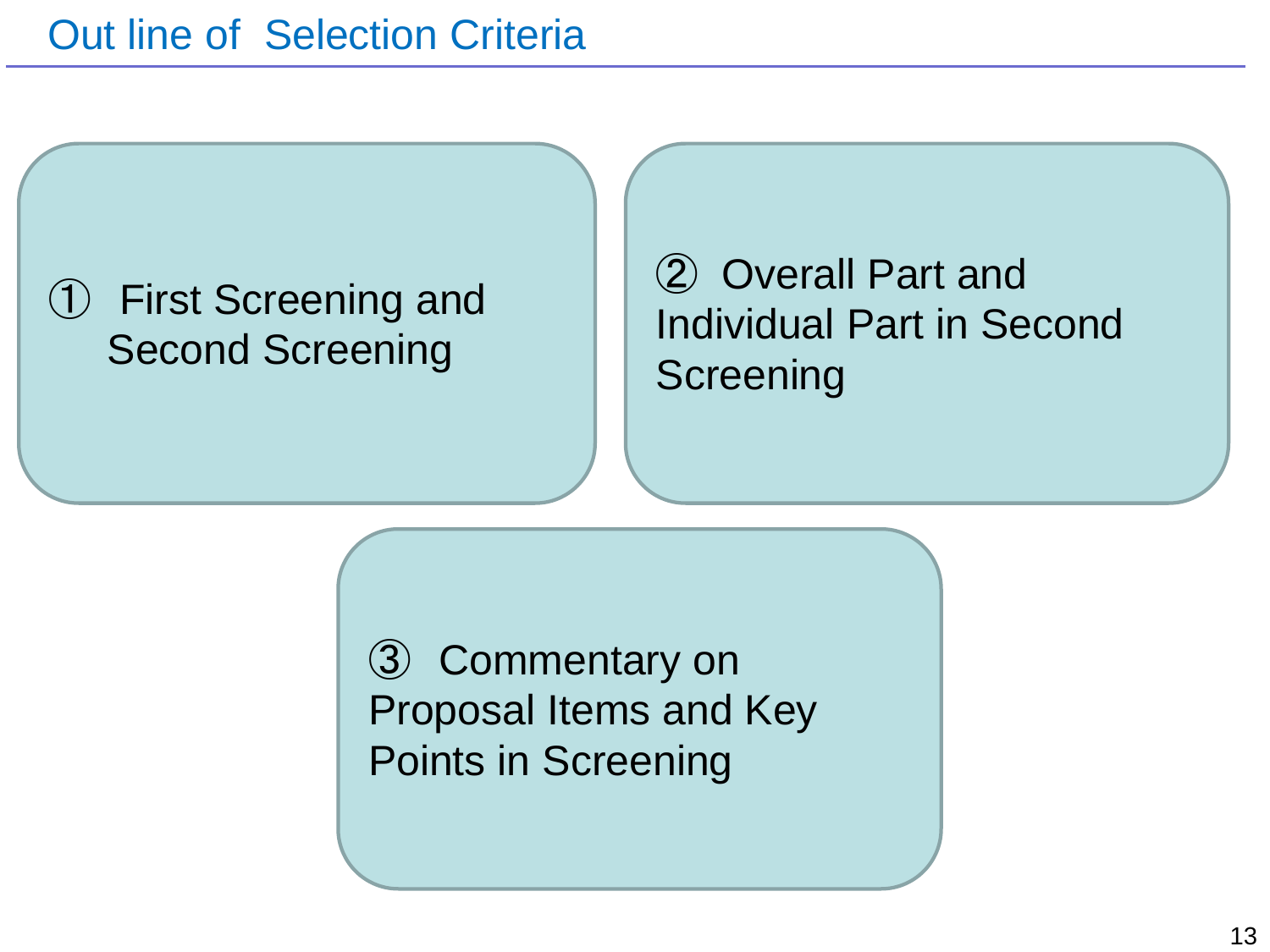# Out line of  Selection Criteria

① First Screening and Second Screening

② Overall Part and Individual Part in Second Screening

③ Commentary on Proposal Items and Key Points in Screening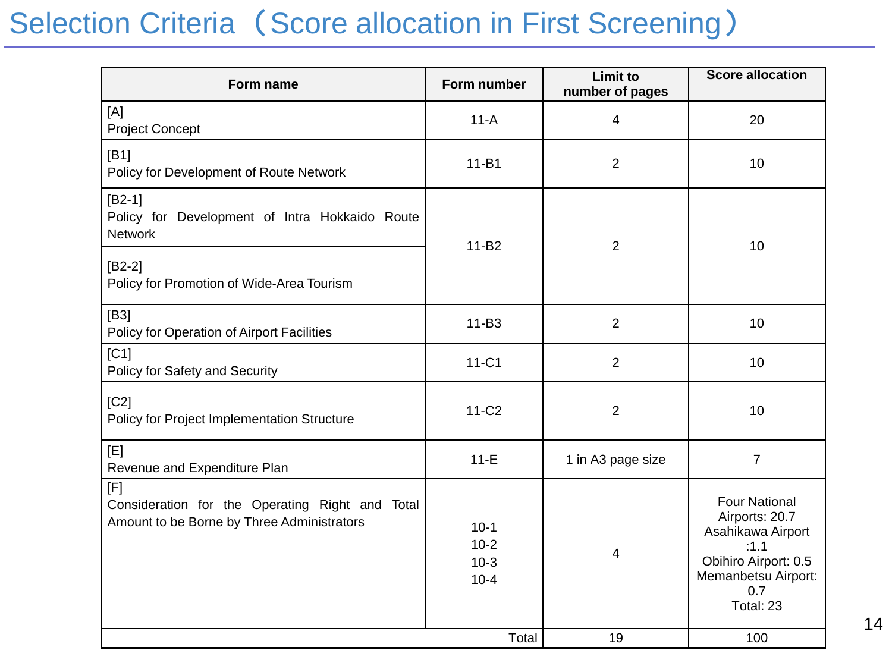# Selection Criteria（Score allocation in First Screening）

| Form name | Form number | Limit to number of pages | Score allocation |
|---|---|---|---|
| [A] Project Concept | 11-A | 4 | 20 |
| [B1] Policy for Development of Route Network | 11-B1 | 2 | 10 |
| [B2-1] Policy for Development of Intra Hokkaido Route Network<br>[B2-2] Policy for Promotion of Wide-Area Tourism | 11-B2 | 2 | 10 |
| [B3] Policy for Operation of Airport Facilities | 11-B3 | 2 | 10 |
| [C1] Policy for Safety and Security | 11-C1 | 2 | 10 |
| [C2] Policy for Project Implementation Structure | 11-C2 | 2 | 10 |
| [E] Revenue and Expenditure Plan | 11-E | 1 in A3 page size | 7 |
| [F] Consideration for the Operating Right and Total Amount to be Borne by Three Administrators | 10-1<br>10-2<br>10-3<br>10-4 | 4 | Four National Airports: 20.7<br>Asahikawa Airport :1.1<br>Obihiro Airport: 0.5<br>Memanbetsu Airport: 0.7<br>Total: 23 |
| | Total | 19 | 100 |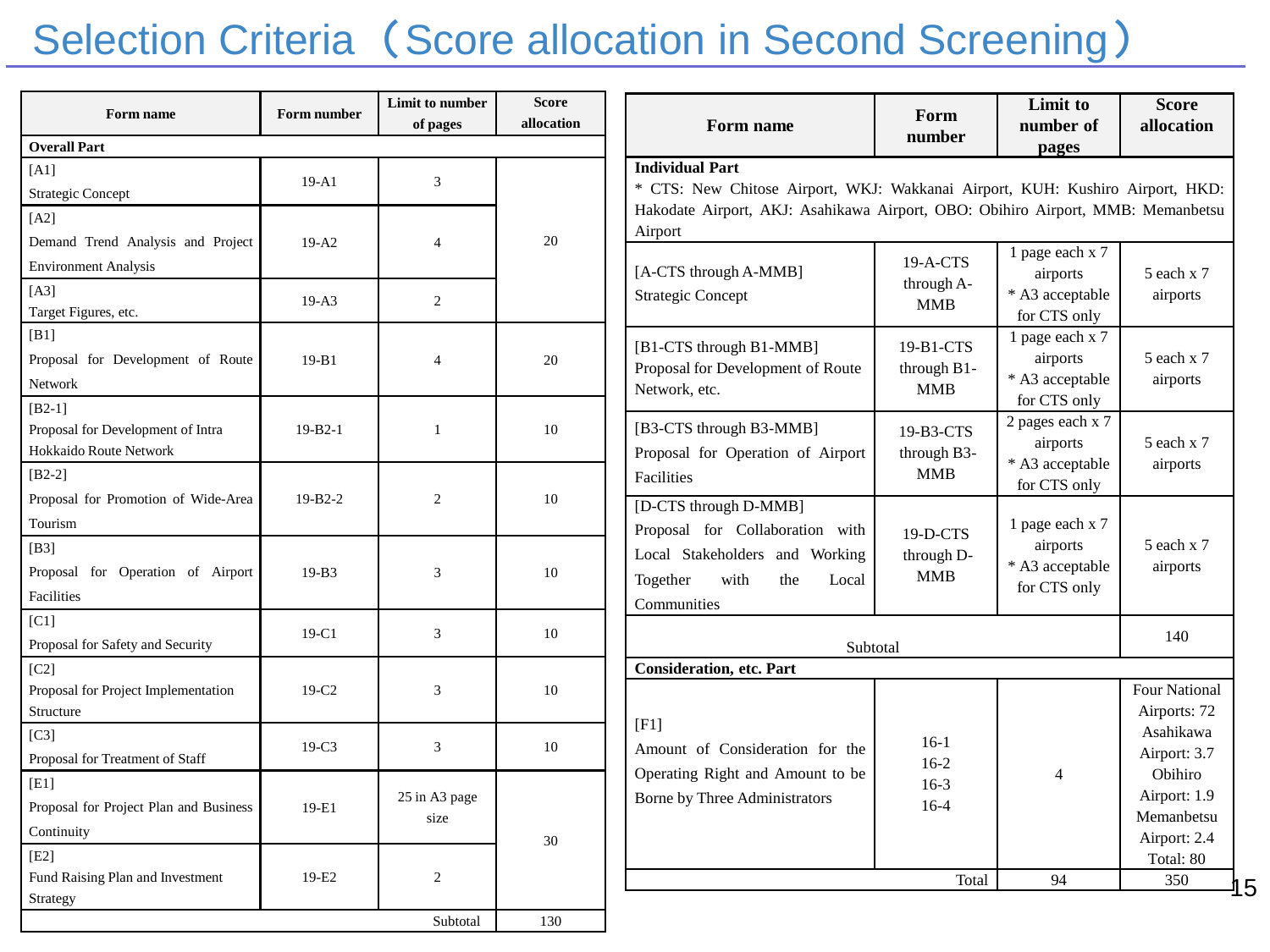# Selection Criteria（Score allocation in Second Screening）

| Form name | Form number | Limit to number of pages | Score allocation |
|---|---|---|---|
| **Overall Part** | | | |
| [A1] Strategic Concept | 19-A1 | 3 | 20 |
| [A2] Demand Trend Analysis and Project Environment Analysis | 19-A2 | 4 | |
| [A3] Target Figures, etc. | 19-A3 | 2 | |
| [B1] Proposal for Development of Route Network | 19-B1 | 4 | 20 |
| [B2-1] Proposal for Development of Intra Hokkaido Route Network | 19-B2-1 | 1 | 10 |
| [B2-2] Proposal for Promotion of Wide-Area Tourism | 19-B2-2 | 2 | 10 |
| [B3] Proposal for Operation of Airport Facilities | 19-B3 | 3 | 10 |
| [C1] Proposal for Safety and Security | 19-C1 | 3 | 10 |
| [C2] Proposal for Project Implementation Structure | 19-C2 | 3 | 10 |
| [C3] Proposal for Treatment of Staff | 19-C3 | 3 | 10 |
| [E1] Proposal for Project Plan and Business Continuity | 19-E1 | 25 in A3 page size | 30 |
| [E2] Fund Raising Plan and Investment Strategy | 19-E2 | 2 | |
| | | Subtotal | 130 |

| Form name | Form number | Limit to number of pages | Score allocation |
|---|---|---|---|
| **Individual Part** * CTS: New Chitose Airport, WKJ: Wakkanai Airport, KUH: Kushiro Airport, HKD: Hakodate Airport, AKJ: Asahikawa Airport, OBO: Obihiro Airport, MMB: Memanbetsu Airport | | | |
| [A-CTS through A-MMB] Strategic Concept | 19-A-CTS through A-MMB | 1 page each x 7 airports * A3 acceptable for CTS only | 5 each x 7 airports |
| [B1-CTS through B1-MMB] Proposal for Development of Route Network, etc. | 19-B1-CTS through B1-MMB | 1 page each x 7 airports * A3 acceptable for CTS only | 5 each x 7 airports |
| [B3-CTS through B3-MMB] Proposal for Operation of Airport Facilities | 19-B3-CTS through B3-MMB | 2 pages each x 7 airports * A3 acceptable for CTS only | 5 each x 7 airports |
| [D-CTS through D-MMB] Proposal for Collaboration with Local Stakeholders and Working Together with the Local Communities | 19-D-CTS through D-MMB | 1 page each x 7 airports * A3 acceptable for CTS only | 5 each x 7 airports |
| Subtotal | | | 140 |
| **Consideration, etc. Part** | | | |
| [F1] Amount of Consideration for the Operating Right and Amount to be Borne by Three Administrators | 16-1 16-2 16-3 16-4 | 4 | Four National Airports: 72 Asahikawa Airport: 3.7 Obihiro Airport: 1.9 Memanbetsu Airport: 2.4 Total: 80 |
| | Total | 94 | 350 |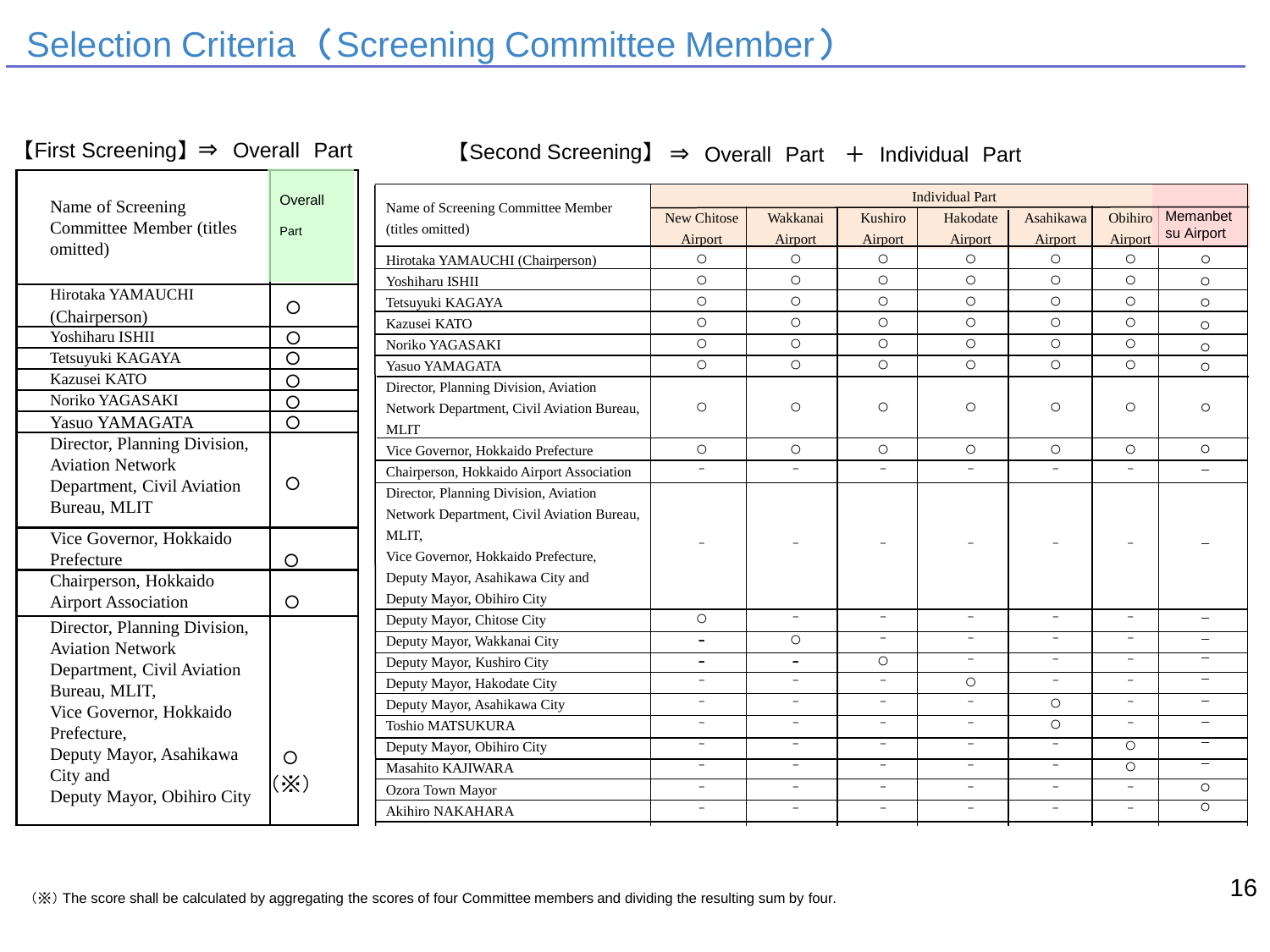# Selection Criteria（Screening Committee Member）

【First Screening】⇒ Overall Part

| Name of Screening Committee Member (titles omitted) | Overall Part |
|---|---|
| Hirotaka YAMAUCHI (Chairperson) | ○ |
| Yoshiharu ISHII | ○ |
| Tetsuyuki KAGAYA | ○ |
| Kazusei KATO | ○ |
| Noriko YAGASAKI | ○ |
| Yasuo YAMAGATA | ○ |
| Director, Planning Division, Aviation Network Department, Civil Aviation Bureau, MLIT | ○ |
| Vice Governor, Hokkaido Prefecture | ○ |
| Chairperson, Hokkaido Airport Association | ○ |
| Director, Planning Division, Aviation Network Department, Civil Aviation Bureau, MLIT, Vice Governor, Hokkaido Prefecture, Deputy Mayor, Asahikawa City and Deputy Mayor, Obihiro City | ○ (※) |

【Second Screening】⇒ Overall Part ＋ Individual Part

| Name of Screening Committee Member (titles omitted) | Individual Part | | | | | | |
|---|---|---|---|---|---|---|---|
| | New Chitose Airport | Wakkanai Airport | Kushiro Airport | Hakodate Airport | Asahikawa Airport | Obihiro Airport | Memanbetsu Airport |
| Hirotaka YAMAUCHI (Chairperson) | ○ | ○ | ○ | ○ | ○ | ○ | ○ |
| Yoshiharu ISHII | ○ | ○ | ○ | ○ | ○ | ○ | ○ |
| Tetsuyuki KAGAYA | ○ | ○ | ○ | ○ | ○ | ○ | ○ |
| Kazusei KATO | ○ | ○ | ○ | ○ | ○ | ○ | ○ |
| Noriko YAGASAKI | ○ | ○ | ○ | ○ | ○ | ○ | ○ |
| Yasuo YAMAGATA | ○ | ○ | ○ | ○ | ○ | ○ | ○ |
| Director, Planning Division, Aviation Network Department, Civil Aviation Bureau, MLIT | ○ | ○ | ○ | ○ | ○ | ○ | ○ |
| Vice Governor, Hokkaido Prefecture | ○ | ○ | ○ | ○ | ○ | ○ | ○ |
| Chairperson, Hokkaido Airport Association | － | － | － | － | － | － | － |
| Director, Planning Division, Aviation Network Department, Civil Aviation Bureau, MLIT, Vice Governor, Hokkaido Prefecture, Deputy Mayor, Asahikawa City and Deputy Mayor, Obihiro City | － | － | － | － | － | － | － |
| Deputy Mayor, Chitose City | ○ | － | － | － | － | － | － |
| Deputy Mayor, Wakkanai City | － | ○ | － | － | － | － | － |
| Deputy Mayor, Kushiro City | － | － | ○ | － | － | － | － |
| Deputy Mayor, Hakodate City | － | － | － | ○ | － | － | － |
| Deputy Mayor, Asahikawa City | － | － | － | － | ○ | － | － |
| Toshio MATSUKURA | － | － | － | － | ○ | － | － |
| Deputy Mayor, Obihiro City | － | － | － | － | － | ○ | － |
| Masahito KAJIWARA | － | － | － | － | － | ○ | － |
| Ozora Town Mayor | － | － | － | － | － | － | ○ |
| Akihiro NAKAHARA | － | － | － | － | － | － | ○ |

（※）The score shall be calculated by aggregating the scores of four Committee members and dividing the resulting sum by four.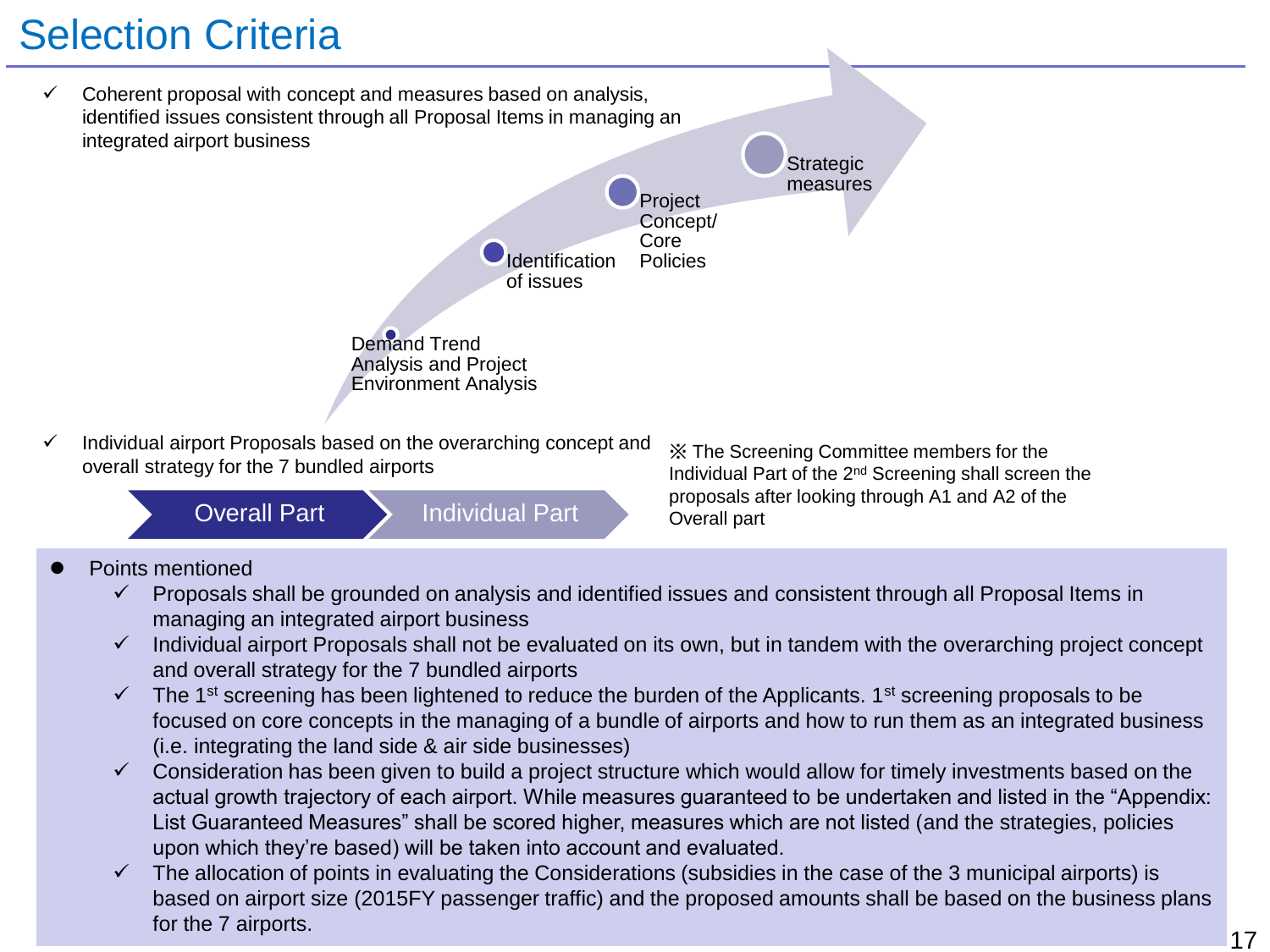# Selection Criteria

- ✓ Coherent proposal with concept and measures based on analysis, identified issues consistent through all Proposal Items in managing an integrated airport business

Demand Trend Analysis and Project Environment Analysis → Identification of issues → Project Concept/ Core Policies → Strategic measures

- ✓ Individual airport Proposals based on the overarching concept and overall strategy for the 7 bundled airports

Overall Part → Individual Part

※ The Screening Committee members for the Individual Part of the 2nd Screening shall screen the proposals after looking through A1 and A2 of the Overall part

- Points mentioned
  - ✓ Proposals shall be grounded on analysis and identified issues and consistent through all Proposal Items in managing an integrated airport business
  - ✓ Individual airport Proposals shall not be evaluated on its own, but in tandem with the overarching project concept and overall strategy for the 7 bundled airports
  - ✓ The 1st screening has been lightened to reduce the burden of the Applicants. 1st screening proposals to be focused on core concepts in the managing of a bundle of airports and how to run them as an integrated business (i.e. integrating the land side & air side businesses)
  - ✓ Consideration has been given to build a project structure which would allow for timely investments based on the actual growth trajectory of each airport. While measures guaranteed to be undertaken and listed in the "Appendix: List Guaranteed Measures" shall be scored higher, measures which are not listed (and the strategies, policies upon which they're based) will be taken into account and evaluated.
  - ✓ The allocation of points in evaluating the Considerations (subsidies in the case of the 3 municipal airports) is based on airport size (2015FY passenger traffic) and the proposed amounts shall be based on the business plans for the 7 airports.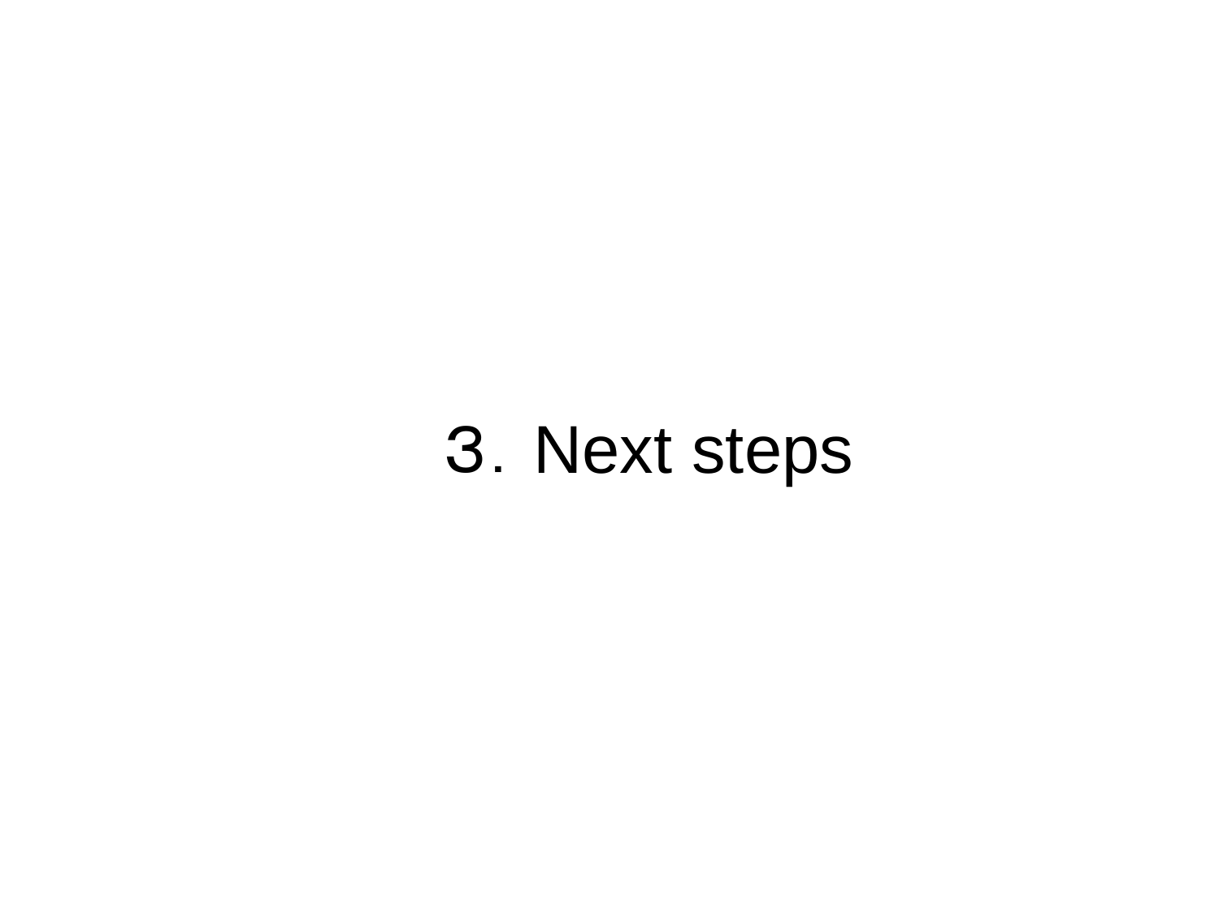# 3. Next steps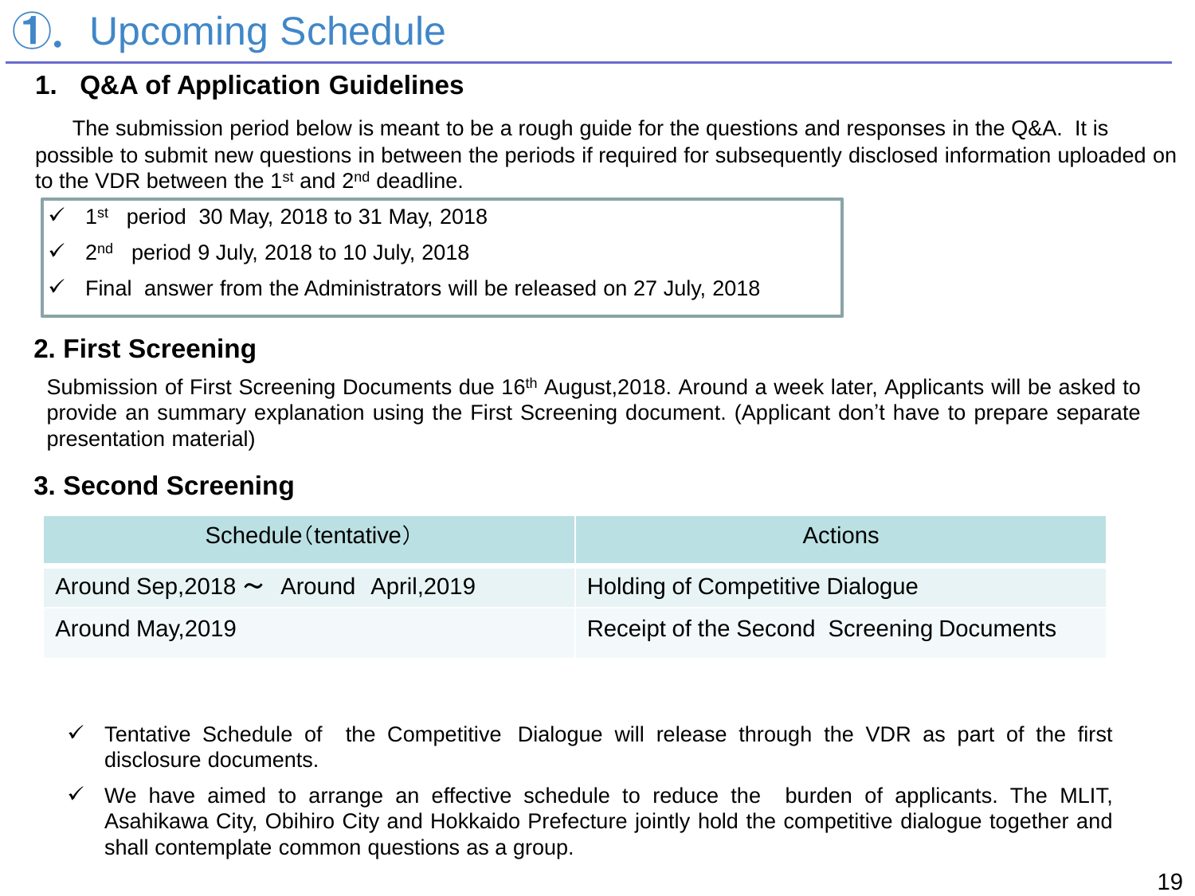# ①. Upcoming Schedule

## 1. Q&A of Application Guidelines

The submission period below is meant to be a rough guide for the questions and responses in the Q&A. It is possible to submit new questions in between the periods if required for subsequently disclosed information uploaded on to the VDR between the 1st and 2nd deadline.

- ✓ 1st period 30 May, 2018 to 31 May, 2018
- ✓ 2nd period 9 July, 2018 to 10 July, 2018
- ✓ Final answer from the Administrators will be released on 27 July, 2018

## 2. First Screening

Submission of First Screening Documents due 16th August,2018. Around a week later, Applicants will be asked to provide an summary explanation using the First Screening document. (Applicant don't have to prepare separate presentation material)

## 3. Second Screening

| Schedule（tentative） | Actions |
| --- | --- |
| Around Sep,2018 ～ Around April,2019 | Holding of Competitive Dialogue |
| Around May,2019 | Receipt of the Second Screening Documents |

- ✓ Tentative Schedule of the Competitive Dialogue will release through the VDR as part of the first disclosure documents.
- ✓ We have aimed to arrange an effective schedule to reduce the burden of applicants. The MLIT, Asahikawa City, Obihiro City and Hokkaido Prefecture jointly hold the competitive dialogue together and shall contemplate common questions as a group.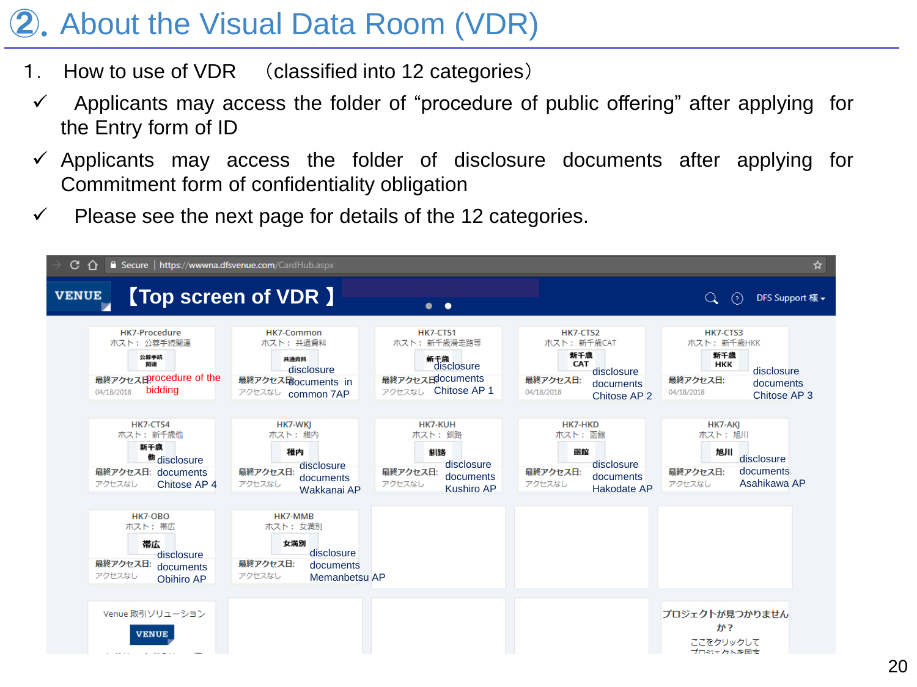# ②. About the Visual Data Room (VDR)

1. How to use of VDR （classified into 12 categories）

- ✓ Applicants may access the folder of “procedure of public offering” after applying for the Entry form of ID
- ✓ Applicants may access the folder of disclosure documents after applying for Commitment form of confidentiality obligation
- ✓ Please see the next page for details of the 12 categories.

【Top screen of VDR 】

| Folder | Host | Description | Last access |
|---|---|---|---|
| HK7-Procedure | ホスト： 公募手続関連 | procedure of the bidding | 04/18/2018 |
| HK7-Common | ホスト： 共通資料 | disclosure documents in common 7AP | アクセスなし |
| HK7-CTS1 | ホスト： 新千歳滑走路等 | disclosure documents Chitose AP 1 | アクセスなし |
| HK7-CTS2 | ホスト： 新千歳CAT | disclosure documents Chitose AP 2 | 04/18/2018 |
| HK7-CTS3 | ホスト： 新千歳HKK | disclosure documents Chitose AP 3 | 04/18/2018 |
| HK7-CTS4 | ホスト： 新千歳他 | disclosure documents Chitose AP 4 | アクセスなし |
| HK7-WKJ | ホスト： 稚内 | disclosure documents Wakkanai AP | アクセスなし |
| HK7-KUH | ホスト： 釧路 | disclosure documents Kushiro AP | アクセスなし |
| HK7-HKD | ホスト： 函館 | disclosure documents Hakodate AP | アクセスなし |
| HK7-AKJ | ホスト： 旭川 | disclosure documents Asahikawa AP | アクセスなし |
| HK7-OBO | ホスト： 帯広 | disclosure documents Obihiro AP | アクセスなし |
| HK7-MMB | ホスト： 女満別 | disclosure documents Memanbetsu AP | アクセスなし |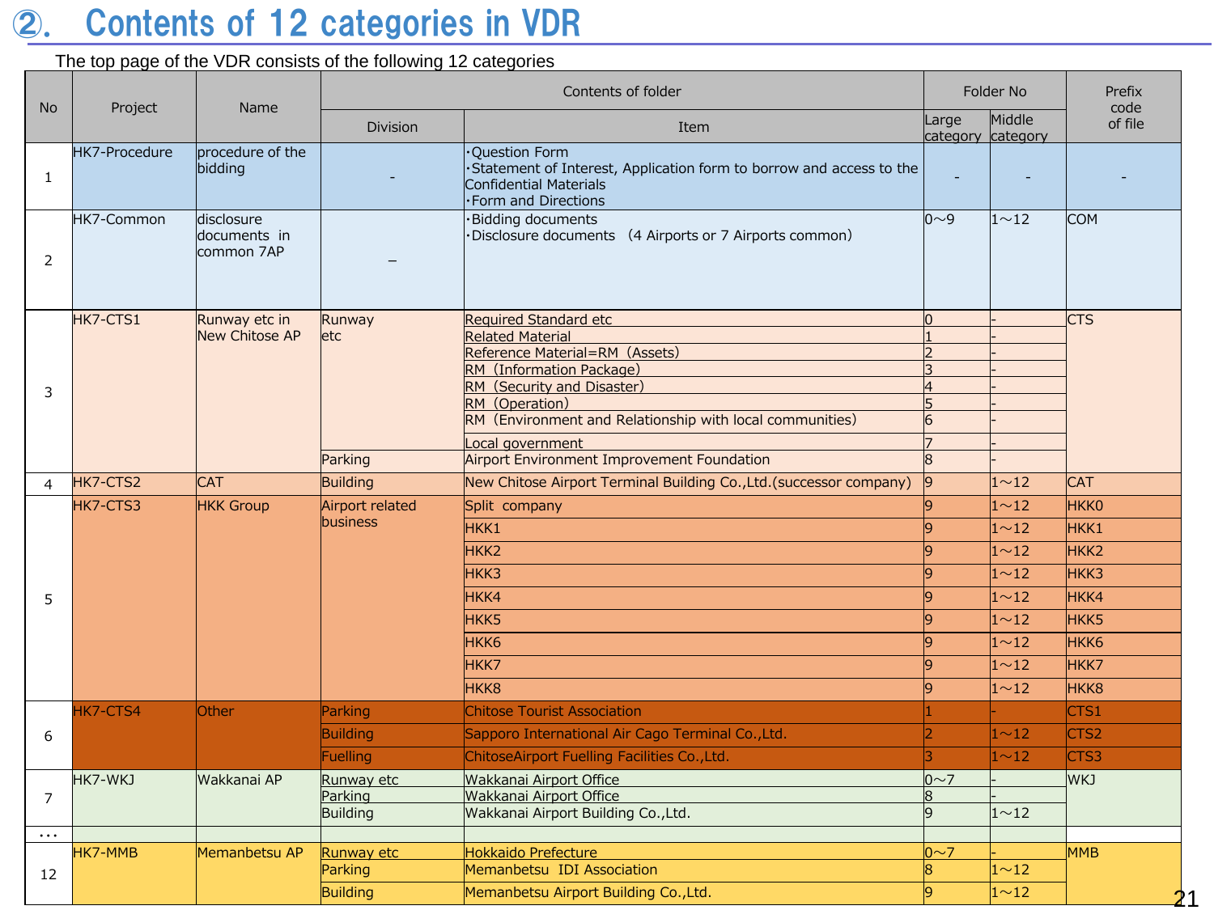# ②. Contents of 12 categories in VDR

The top page of the VDR consists of the following 12 categories

| No | Project | Name | Contents of folder | | Folder No | | Prefix code of file |
|---|---|---|---|---|---|---|---|
| | | | Division | Item | Large category | Middle category | |
| 1 | HK7-Procedure | procedure of the bidding | - | ・Question Form<br>・Statement of Interest, Application form to borrow and access to the Confidential Materials<br>・Form and Directions | - | - | - |
| 2 | HK7-Common | disclosure documents in common 7AP | – | ・Bidding documents<br>・Disclosure documents （4 Airports or 7 Airports common） | 0～9 | 1～12 | COM |
| 3 | HK7-CTS1 | Runway etc in New Chitose AP | Runway etc | Required Standard etc | 0 | - | CTS |
| | | | | Related Material | 1 | - | |
| | | | | Reference Material=RM（Assets） | 2 | - | |
| | | | | RM（Information Package） | 3 | - | |
| | | | | RM（Security and Disaster） | 4 | - | |
| | | | | RM（Operation） | 5 | - | |
| | | | | RM（Environment and Relationship with local communities） | 6 | - | |
| | | | | Local government | 7 | - | |
| | | | Parking | Airport Environment Improvement Foundation | 8 | - | |
| 4 | HK7-CTS2 | CAT | Building | New Chitose Airport Terminal Building Co.,Ltd.(successor company) | 9 | 1～12 | CAT |
| 5 | HK7-CTS3 | HKK Group | Airport related business | Split company | 9 | 1～12 | HKK0 |
| | | | | HKK1 | 9 | 1～12 | HKK1 |
| | | | | HKK2 | 9 | 1～12 | HKK2 |
| | | | | HKK3 | 9 | 1～12 | HKK3 |
| | | | | HKK4 | 9 | 1～12 | HKK4 |
| | | | | HKK5 | 9 | 1～12 | HKK5 |
| | | | | HKK6 | 9 | 1～12 | HKK6 |
| | | | | HKK7 | 9 | 1～12 | HKK7 |
| | | | | HKK8 | 9 | 1～12 | HKK8 |
| 6 | HK7-CTS4 | Other | Parking | Chitose Tourist Association | 1 | - | CTS1 |
| | | | Building | Sapporo International Air Cago Terminal Co.,Ltd. | 2 | 1～12 | CTS2 |
| | | | Fuelling | ChitoseAirport Fuelling Facilities Co.,Ltd. | 3 | 1～12 | CTS3 |
| 7 | HK7-WKJ | Wakkanai AP | Runway etc | Wakkanai Airport Office | 0～7 | - | WKJ |
| | | | Parking | Wakkanai Airport Office | 8 | - | |
| | | | Building | Wakkanai Airport Building Co.,Ltd. | 9 | 1～12 | |
| … | | | | | | | |
| 12 | HK7-MMB | Memanbetsu AP | Runway etc | Hokkaido Prefecture | 0～7 | - | MMB |
| | | | Parking | Memanbetsu IDI Association | 8 | 1～12 | |
| | | | Building | Memanbetsu Airport Building Co.,Ltd. | 9 | 1～12 | |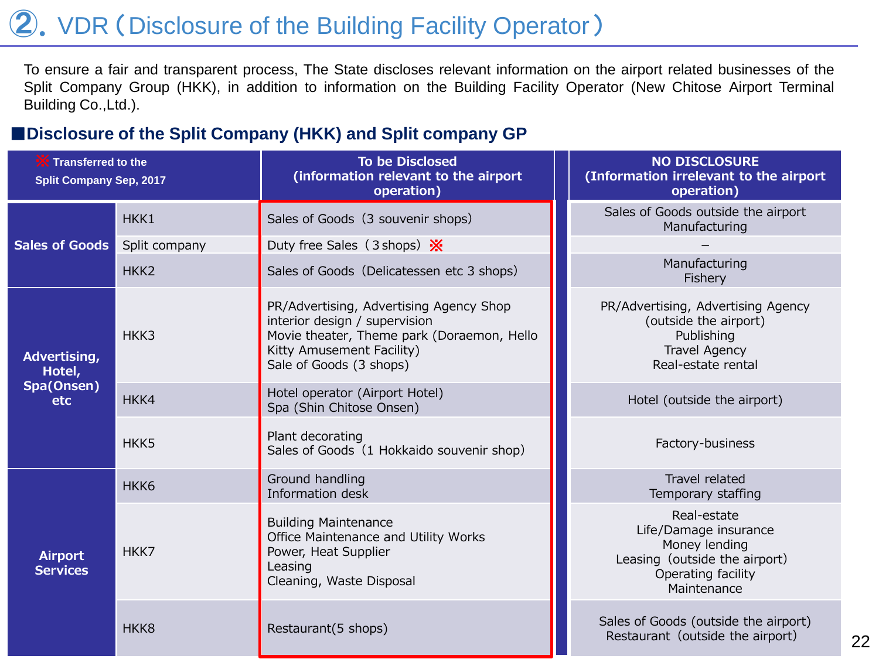## ②. VDR（Disclosure of the Building Facility Operator）

To ensure a fair and transparent process, The State discloses relevant information on the airport related businesses of the Split Company Group (HKK), in addition to information on the Building Facility Operator (New Chitose Airport Terminal Building Co.,Ltd.).

### ■Disclosure of the Split Company (HKK) and Split company GP

| ※ Transferred to the Split Company Sep, 2017 | | To be Disclosed (information relevant to the airport operation) | NO DISCLOSURE (Information irrelevant to the airport operation) |
|---|---|---|---|
| Sales of Goods | HKK1 | Sales of Goods（3 souvenir shops） | Sales of Goods outside the airport<br>Manufacturing |
| | Split company | Duty free Sales（3 shops）※ | – |
| | HKK2 | Sales of Goods（Delicatessen etc 3 shops） | Manufacturing<br>Fishery |
| Advertising, Hotel, Spa(Onsen) etc | HKK3 | PR/Advertising, Advertising Agency Shop interior design / supervision<br>Movie theater, Theme park (Doraemon, Hello Kitty Amusement Facility)<br>Sale of Goods (3 shops) | PR/Advertising, Advertising Agency (outside the airport)<br>Publishing<br>Travel Agency<br>Real-estate rental |
| | HKK4 | Hotel operator (Airport Hotel)<br>Spa (Shin Chitose Onsen) | Hotel (outside the airport) |
| | HKK5 | Plant decorating<br>Sales of Goods（1 Hokkaido souvenir shop） | Factory-business |
| Airport Services | HKK6 | Ground handling<br>Information desk | Travel related<br>Temporary staffing |
| | HKK7 | Building Maintenance<br>Office Maintenance and Utility Works<br>Power, Heat Supplier<br>Leasing<br>Cleaning, Waste Disposal | Real-estate<br>Life/Damage insurance<br>Money lending<br>Leasing（outside the airport）<br>Operating facility<br>Maintenance |
| | HKK8 | Restaurant(5 shops) | Sales of Goods (outside the airport)<br>Restaurant（outside the airport） |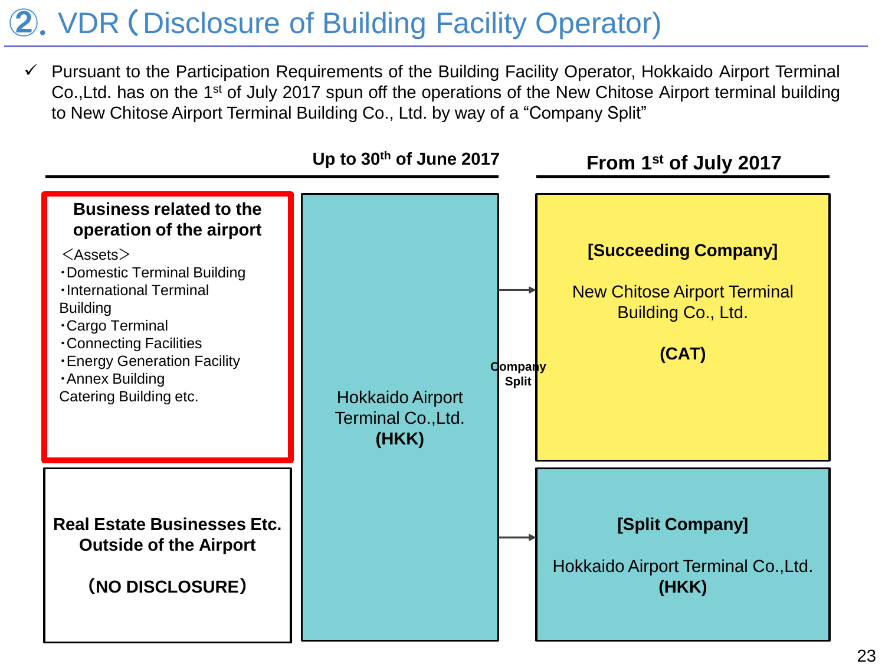## ②. VDR（Disclosure of Building Facility Operator)

- ✓ Pursuant to the Participation Requirements of the Building Facility Operator, Hokkaido Airport Terminal Co.,Ltd. has on the 1st of July 2017 spun off the operations of the New Chitose Airport terminal building to New Chitose Airport Terminal Building Co., Ltd. by way of a "Company Split"

| | Up to 30th of June 2017 | | From 1st of July 2017 |
|---|---|---|---|
| **Business related to the operation of the airport**<br>＜Assets＞<br>・Domestic Terminal Building<br>・International Terminal Building<br>・Cargo Terminal<br>・Connecting Facilities<br>・Energy Generation Facility<br>・Annex Building<br>Catering Building etc. | Hokkaido Airport Terminal Co.,Ltd. **(HKK)** | **Company Split** → | **[Succeeding Company]**<br>New Chitose Airport Terminal Building Co., Ltd.<br>**(CAT)** |
| **Real Estate Businesses Etc. Outside of the Airport**<br>**（NO DISCLOSURE）** | | → | **[Split Company]**<br>Hokkaido Airport Terminal Co.,Ltd.<br>**(HKK)** |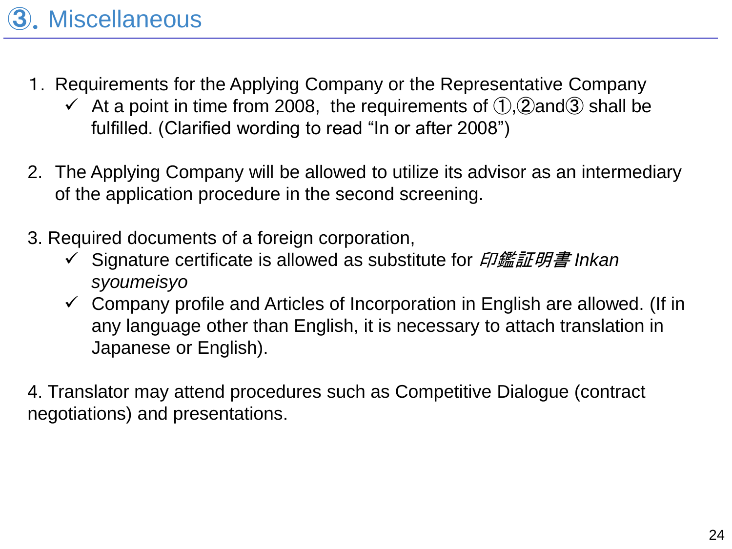# ③. Miscellaneous

1. Requirements for the Applying Company or the Representative Company
   - ✓ At a point in time from 2008, the requirements of ①,②and③ shall be fulfilled. (Clarified wording to read “In or after 2008”)

2. The Applying Company will be allowed to utilize its advisor as an intermediary of the application procedure in the second screening.

3. Required documents of a foreign corporation,
   - ✓ Signature certificate is allowed as substitute for *印鑑証明書 Inkan syoumeisyo*
   - ✓ Company profile and Articles of Incorporation in English are allowed. (If in any language other than English, it is necessary to attach translation in Japanese or English).

4. Translator may attend procedures such as Competitive Dialogue (contract negotiations) and presentations.